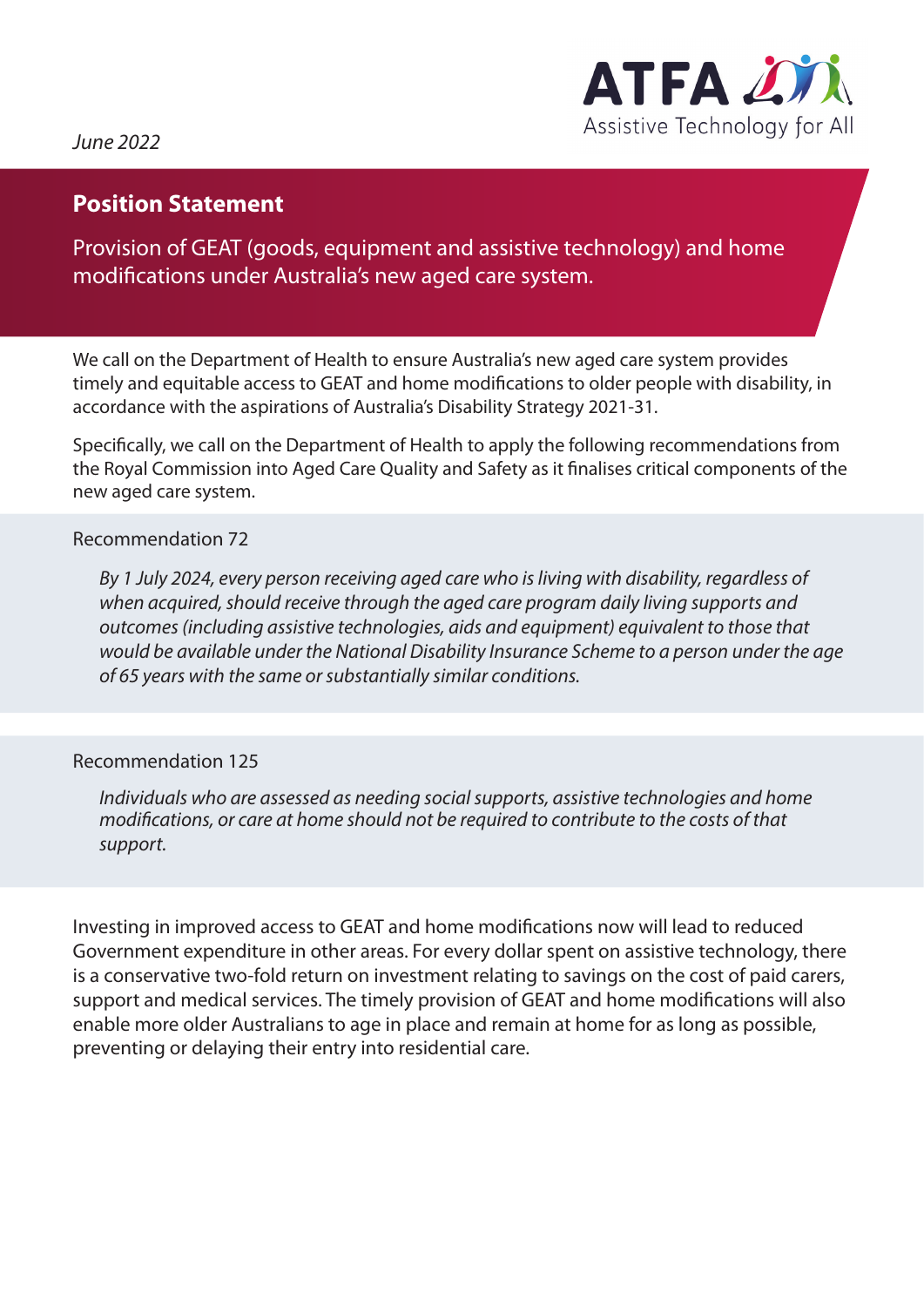June 2022

ATFA Assistive Technology for All

# Position Statement

## Provision of GEAT (goods, equipment and assistive technology) and home modifications under Australia's new aged care system.

We call on the Department of Health to ensure Australia's new aged care system provides timely and equitable access to GEAT and home modifications to older people with disability, in accordance with the aspirations of Australia's Disability Strategy 2021-31.

Specifically, we call on the Department of Health to apply the following recommendations from the Royal Commission into Aged Care Quality and Safety as it finalises critical components of the new aged care system.

Recommendation 72

> *By 1 July 2024, every person receiving aged care who is living with disability, regardless of when acquired, should receive through the aged care program daily living supports and outcomes (including assistive technologies, aids and equipment) equivalent to those that would be available under the National Disability Insurance Scheme to a person under the age of 65 years with the same or substantially similar conditions.*

Recommendation 125

> *Individuals who are assessed as needing social supports, assistive technologies and home modifications, or care at home should not be required to contribute to the costs of that support.*

Investing in improved access to GEAT and home modifications now will lead to reduced Government expenditure in other areas. For every dollar spent on assistive technology, there is a conservative two-fold return on investment relating to savings on the cost of paid carers, support and medical services. The timely provision of GEAT and home modifications will also enable more older Australians to age in place and remain at home for as long as possible, preventing or delaying their entry into residential care.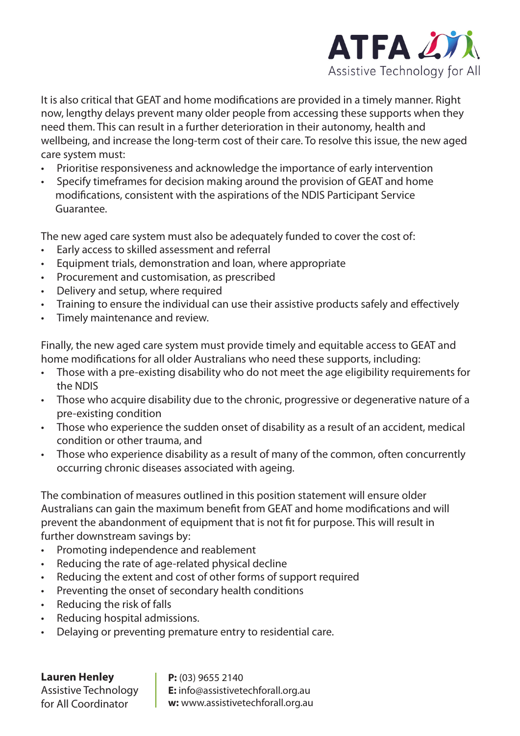It is also critical that GEAT and home modifications are provided in a timely manner. Right now, lengthy delays prevent many older people from accessing these supports when they need them. This can result in a further deterioration in their autonomy, health and wellbeing, and increase the long-term cost of their care. To resolve this issue, the new aged care system must:

- Prioritise responsiveness and acknowledge the importance of early intervention
- Specify timeframes for decision making around the provision of GEAT and home modifications, consistent with the aspirations of the NDIS Participant Service Guarantee.

The new aged care system must also be adequately funded to cover the cost of:

- Early access to skilled assessment and referral
- Equipment trials, demonstration and loan, where appropriate
- Procurement and customisation, as prescribed
- Delivery and setup, where required
- Training to ensure the individual can use their assistive products safely and effectively
- Timely maintenance and review.

Finally, the new aged care system must provide timely and equitable access to GEAT and home modifications for all older Australians who need these supports, including:

- Those with a pre-existing disability who do not meet the age eligibility requirements for the NDIS
- Those who acquire disability due to the chronic, progressive or degenerative nature of a pre-existing condition
- Those who experience the sudden onset of disability as a result of an accident, medical condition or other trauma, and
- Those who experience disability as a result of many of the common, often concurrently occurring chronic diseases associated with ageing.

The combination of measures outlined in this position statement will ensure older Australians can gain the maximum benefit from GEAT and home modifications and will prevent the abandonment of equipment that is not fit for purpose. This will result in further downstream savings by:

- Promoting independence and reablement
- Reducing the rate of age-related physical decline
- Reducing the extent and cost of other forms of support required
- Preventing the onset of secondary health conditions
- Reducing the risk of falls
- Reducing hospital admissions.
- Delaying or preventing premature entry to residential care.

**Lauren Henley**
Assistive Technology for All Coordinator

**P:** (03) 9655 2140
**E:** info@assistivetechforall.org.au
**w:** www.assistivetechforall.org.au